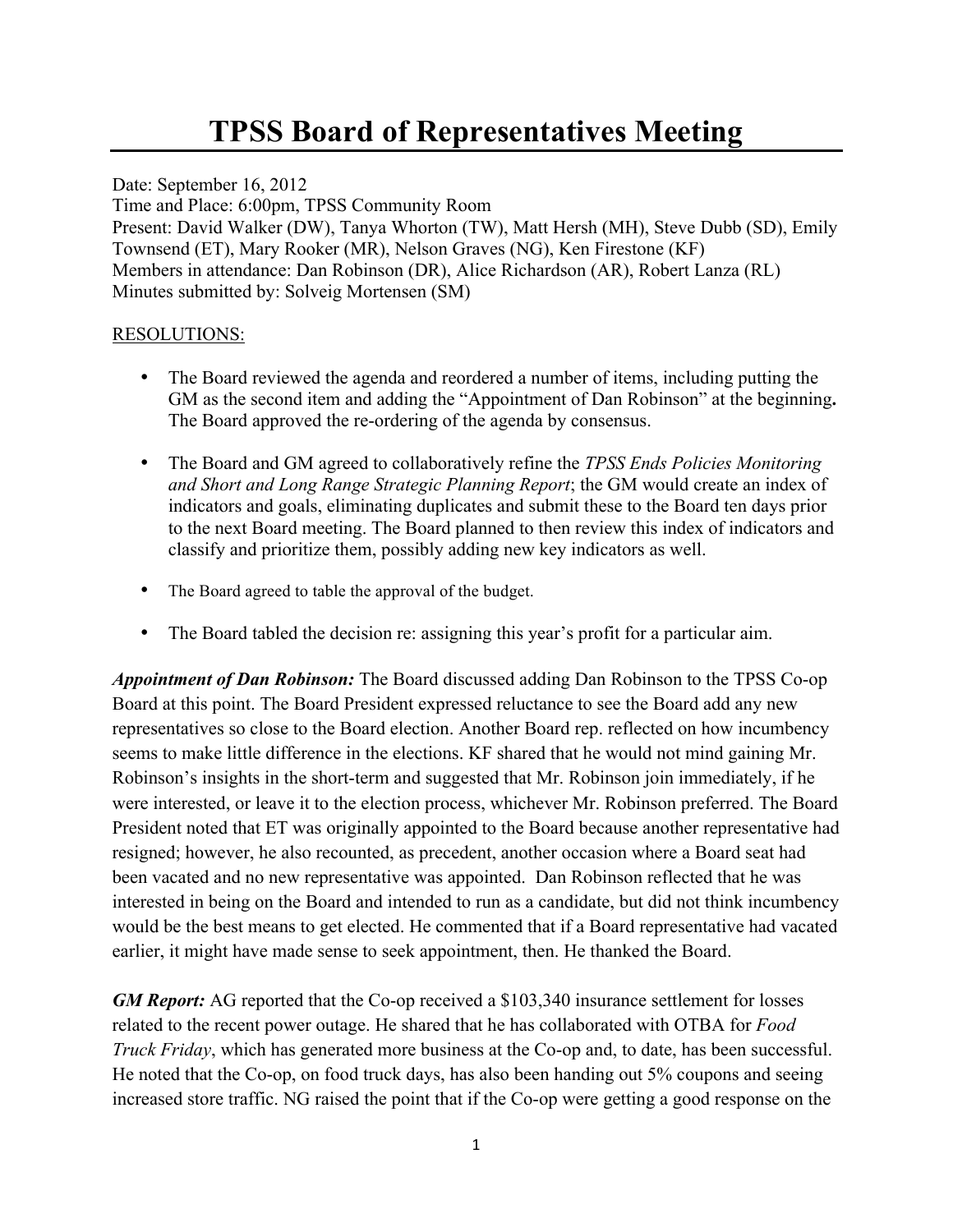# TPSS Board of Representatives Meeting

Date: September 16, 2012
Time and Place: 6:00pm, TPSS Community Room
Present: David Walker (DW), Tanya Whorton (TW), Matt Hersh (MH), Steve Dubb (SD), Emily Townsend (ET), Mary Rooker (MR), Nelson Graves (NG), Ken Firestone (KF)
Members in attendance: Dan Robinson (DR), Alice Richardson (AR), Robert Lanza (RL)
Minutes submitted by: Solveig Mortensen (SM)

RESOLUTIONS:

- The Board reviewed the agenda and reordered a number of items, including putting the GM as the second item and adding the "Appointment of Dan Robinson" at the beginning**.** The Board approved the re-ordering of the agenda by consensus.

- The Board and GM agreed to collaboratively refine the *TPSS Ends Policies Monitoring and Short and Long Range Strategic Planning Report*; the GM would create an index of indicators and goals, eliminating duplicates and submit these to the Board ten days prior to the next Board meeting. The Board planned to then review this index of indicators and classify and prioritize them, possibly adding new key indicators as well.

- The Board agreed to table the approval of the budget.

- The Board tabled the decision re: assigning this year's profit for a particular aim.

***Appointment of Dan Robinson:*** The Board discussed adding Dan Robinson to the TPSS Co-op Board at this point. The Board President expressed reluctance to see the Board add any new representatives so close to the Board election. Another Board rep. reflected on how incumbency seems to make little difference in the elections. KF shared that he would not mind gaining Mr. Robinson's insights in the short-term and suggested that Mr. Robinson join immediately, if he were interested, or leave it to the election process, whichever Mr. Robinson preferred. The Board President noted that ET was originally appointed to the Board because another representative had resigned; however, he also recounted, as precedent, another occasion where a Board seat had been vacated and no new representative was appointed. Dan Robinson reflected that he was interested in being on the Board and intended to run as a candidate, but did not think incumbency would be the best means to get elected. He commented that if a Board representative had vacated earlier, it might have made sense to seek appointment, then. He thanked the Board.

***GM Report:*** AG reported that the Co-op received a $103,340 insurance settlement for losses related to the recent power outage. He shared that he has collaborated with OTBA for *Food Truck Friday*, which has generated more business at the Co-op and, to date, has been successful. He noted that the Co-op, on food truck days, has also been handing out 5% coupons and seeing increased store traffic. NG raised the point that if the Co-op were getting a good response on the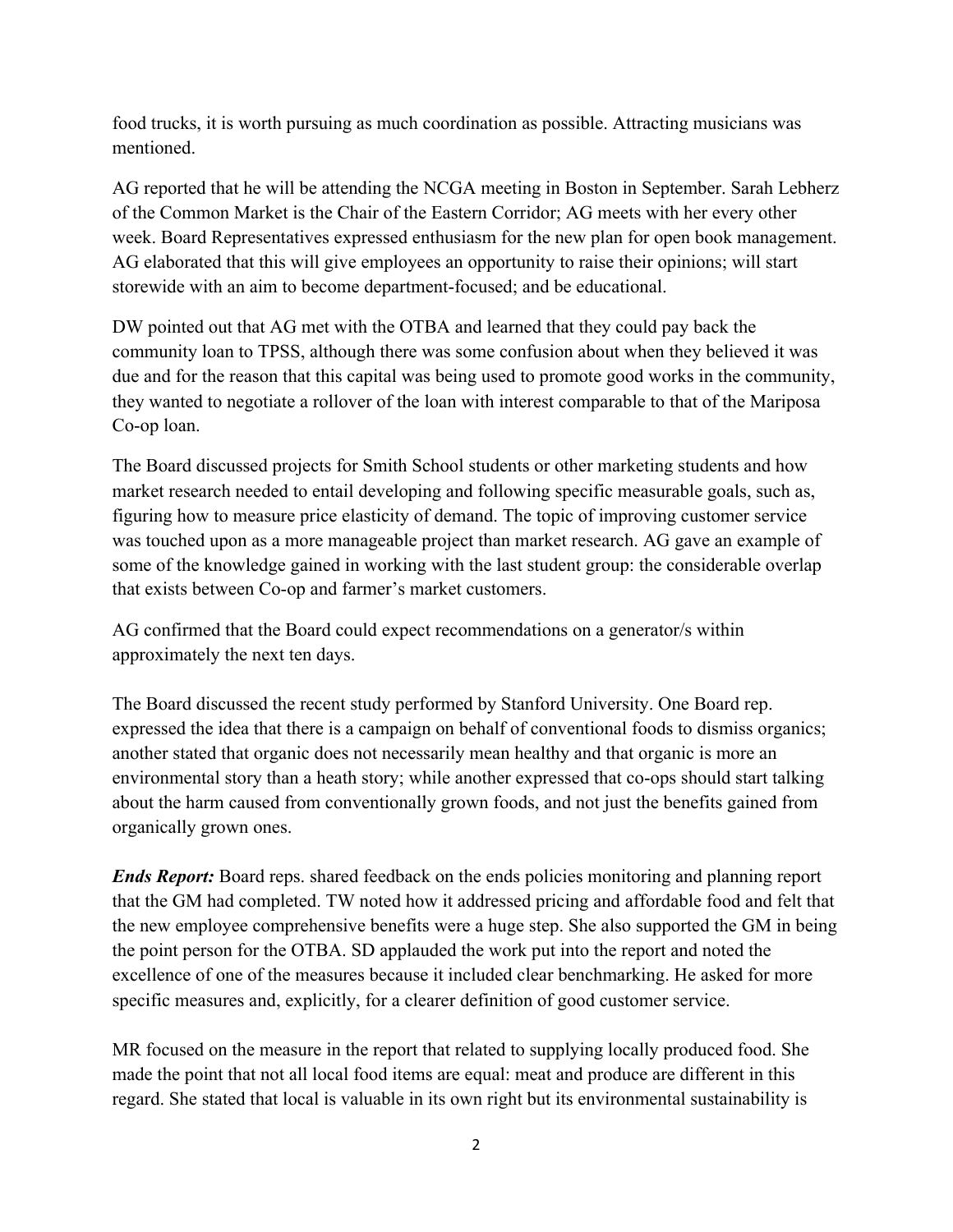food trucks, it is worth pursuing as much coordination as possible. Attracting musicians was mentioned.

AG reported that he will be attending the NCGA meeting in Boston in September. Sarah Lebherz of the Common Market is the Chair of the Eastern Corridor; AG meets with her every other week. Board Representatives expressed enthusiasm for the new plan for open book management. AG elaborated that this will give employees an opportunity to raise their opinions; will start storewide with an aim to become department-focused; and be educational.

DW pointed out that AG met with the OTBA and learned that they could pay back the community loan to TPSS, although there was some confusion about when they believed it was due and for the reason that this capital was being used to promote good works in the community, they wanted to negotiate a rollover of the loan with interest comparable to that of the Mariposa Co-op loan.

The Board discussed projects for Smith School students or other marketing students and how market research needed to entail developing and following specific measurable goals, such as, figuring how to measure price elasticity of demand. The topic of improving customer service was touched upon as a more manageable project than market research. AG gave an example of some of the knowledge gained in working with the last student group: the considerable overlap that exists between Co-op and farmer's market customers.

AG confirmed that the Board could expect recommendations on a generator/s within approximately the next ten days.

The Board discussed the recent study performed by Stanford University. One Board rep. expressed the idea that there is a campaign on behalf of conventional foods to dismiss organics; another stated that organic does not necessarily mean healthy and that organic is more an environmental story than a heath story; while another expressed that co-ops should start talking about the harm caused from conventionally grown foods, and not just the benefits gained from organically grown ones.

***Ends Report:*** Board reps. shared feedback on the ends policies monitoring and planning report that the GM had completed. TW noted how it addressed pricing and affordable food and felt that the new employee comprehensive benefits were a huge step. She also supported the GM in being the point person for the OTBA. SD applauded the work put into the report and noted the excellence of one of the measures because it included clear benchmarking. He asked for more specific measures and, explicitly, for a clearer definition of good customer service.

MR focused on the measure in the report that related to supplying locally produced food. She made the point that not all local food items are equal: meat and produce are different in this regard. She stated that local is valuable in its own right but its environmental sustainability is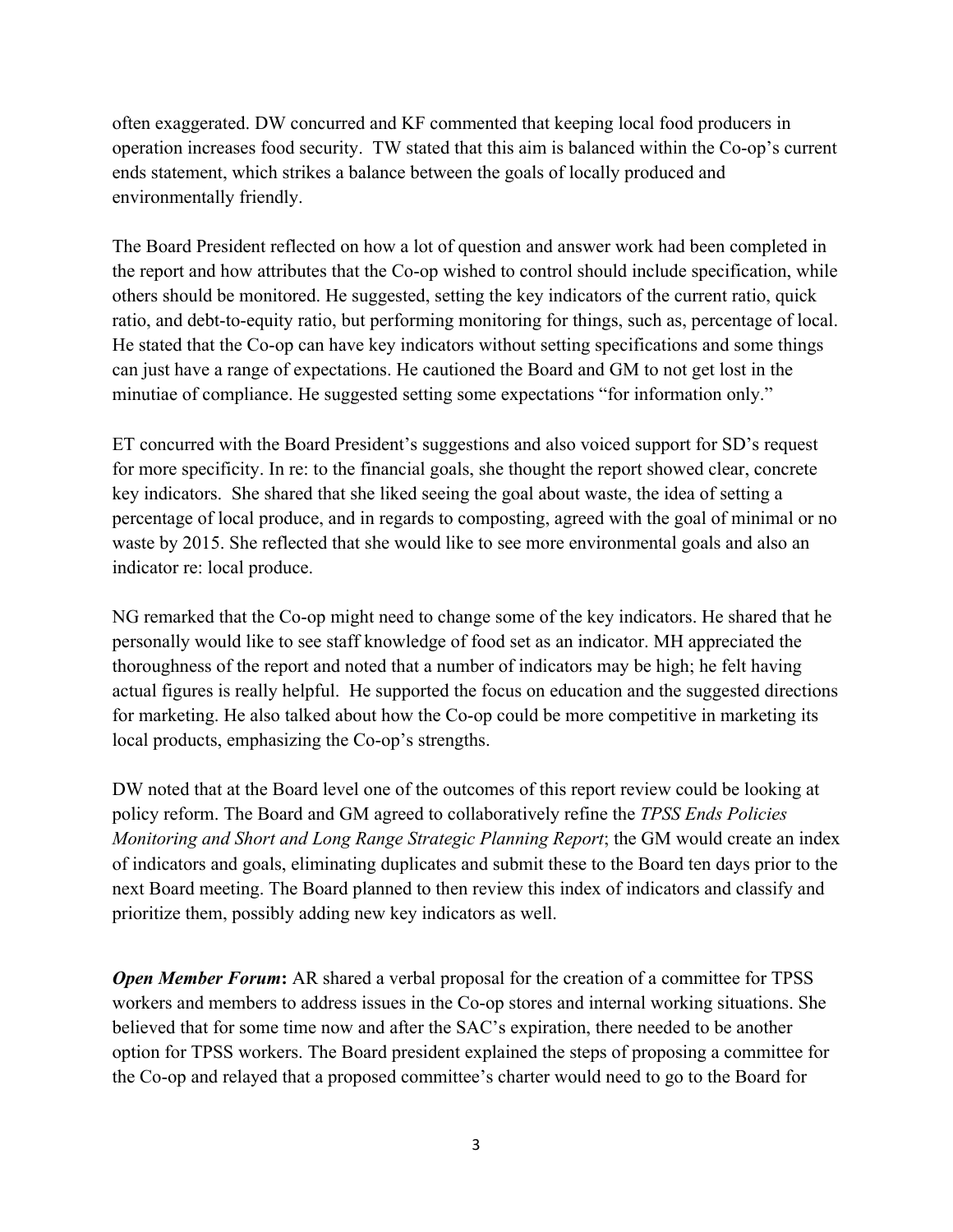often exaggerated. DW concurred and KF commented that keeping local food producers in operation increases food security. TW stated that this aim is balanced within the Co-op's current ends statement, which strikes a balance between the goals of locally produced and environmentally friendly.

The Board President reflected on how a lot of question and answer work had been completed in the report and how attributes that the Co-op wished to control should include specification, while others should be monitored. He suggested, setting the key indicators of the current ratio, quick ratio, and debt-to-equity ratio, but performing monitoring for things, such as, percentage of local. He stated that the Co-op can have key indicators without setting specifications and some things can just have a range of expectations. He cautioned the Board and GM to not get lost in the minutiae of compliance. He suggested setting some expectations "for information only."

ET concurred with the Board President's suggestions and also voiced support for SD's request for more specificity. In re: to the financial goals, she thought the report showed clear, concrete key indicators. She shared that she liked seeing the goal about waste, the idea of setting a percentage of local produce, and in regards to composting, agreed with the goal of minimal or no waste by 2015. She reflected that she would like to see more environmental goals and also an indicator re: local produce.

NG remarked that the Co-op might need to change some of the key indicators. He shared that he personally would like to see staff knowledge of food set as an indicator. MH appreciated the thoroughness of the report and noted that a number of indicators may be high; he felt having actual figures is really helpful. He supported the focus on education and the suggested directions for marketing. He also talked about how the Co-op could be more competitive in marketing its local products, emphasizing the Co-op's strengths.

DW noted that at the Board level one of the outcomes of this report review could be looking at policy reform. The Board and GM agreed to collaboratively refine the *TPSS Ends Policies Monitoring and Short and Long Range Strategic Planning Report*; the GM would create an index of indicators and goals, eliminating duplicates and submit these to the Board ten days prior to the next Board meeting. The Board planned to then review this index of indicators and classify and prioritize them, possibly adding new key indicators as well.

***Open Member Forum*:** AR shared a verbal proposal for the creation of a committee for TPSS workers and members to address issues in the Co-op stores and internal working situations. She believed that for some time now and after the SAC's expiration, there needed to be another option for TPSS workers. The Board president explained the steps of proposing a committee for the Co-op and relayed that a proposed committee's charter would need to go to the Board for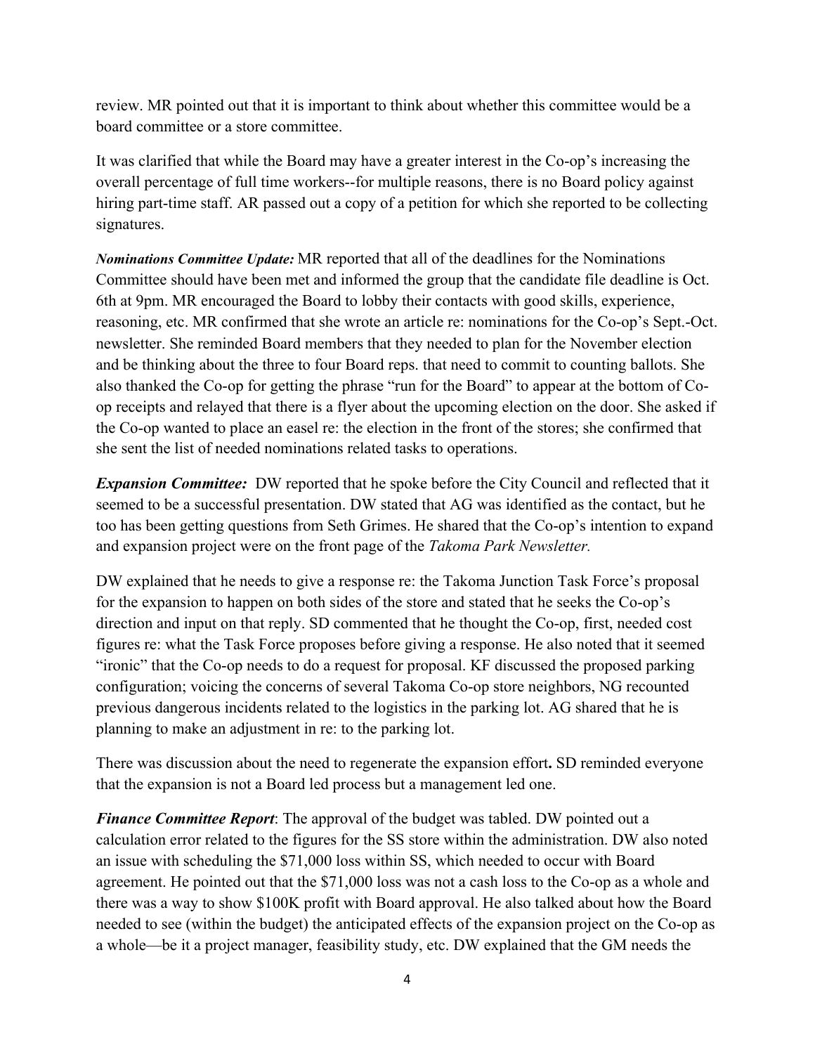review. MR pointed out that it is important to think about whether this committee would be a board committee or a store committee.

It was clarified that while the Board may have a greater interest in the Co-op's increasing the overall percentage of full time workers--for multiple reasons, there is no Board policy against hiring part-time staff. AR passed out a copy of a petition for which she reported to be collecting signatures.

***Nominations Committee Update:*** MR reported that all of the deadlines for the Nominations Committee should have been met and informed the group that the candidate file deadline is Oct. 6th at 9pm. MR encouraged the Board to lobby their contacts with good skills, experience, reasoning, etc. MR confirmed that she wrote an article re: nominations for the Co-op's Sept.-Oct. newsletter. She reminded Board members that they needed to plan for the November election and be thinking about the three to four Board reps. that need to commit to counting ballots. She also thanked the Co-op for getting the phrase "run for the Board" to appear at the bottom of Co-op receipts and relayed that there is a flyer about the upcoming election on the door. She asked if the Co-op wanted to place an easel re: the election in the front of the stores; she confirmed that she sent the list of needed nominations related tasks to operations.

***Expansion Committee:*** DW reported that he spoke before the City Council and reflected that it seemed to be a successful presentation. DW stated that AG was identified as the contact, but he too has been getting questions from Seth Grimes. He shared that the Co-op's intention to expand and expansion project were on the front page of the *Takoma Park Newsletter.*

DW explained that he needs to give a response re: the Takoma Junction Task Force's proposal for the expansion to happen on both sides of the store and stated that he seeks the Co-op's direction and input on that reply. SD commented that he thought the Co-op, first, needed cost figures re: what the Task Force proposes before giving a response. He also noted that it seemed "ironic" that the Co-op needs to do a request for proposal. KF discussed the proposed parking configuration; voicing the concerns of several Takoma Co-op store neighbors, NG recounted previous dangerous incidents related to the logistics in the parking lot. AG shared that he is planning to make an adjustment in re: to the parking lot.

There was discussion about the need to regenerate the expansion effort**.** SD reminded everyone that the expansion is not a Board led process but a management led one.

***Finance Committee Report***: The approval of the budget was tabled. DW pointed out a calculation error related to the figures for the SS store within the administration. DW also noted an issue with scheduling the $71,000 loss within SS, which needed to occur with Board agreement. He pointed out that the $71,000 loss was not a cash loss to the Co-op as a whole and there was a way to show $100K profit with Board approval. He also talked about how the Board needed to see (within the budget) the anticipated effects of the expansion project on the Co-op as a whole—be it a project manager, feasibility study, etc. DW explained that the GM needs the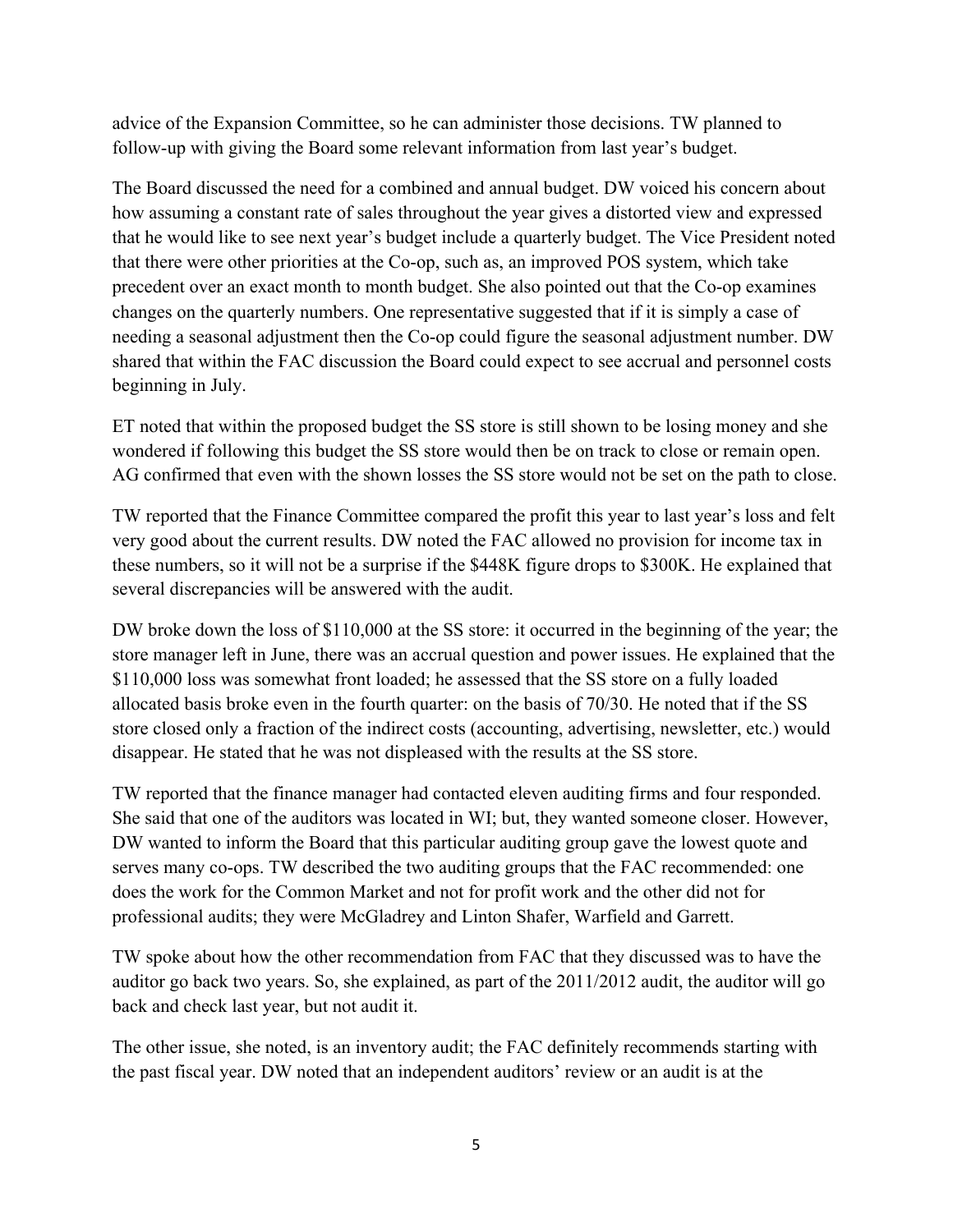advice of the Expansion Committee, so he can administer those decisions. TW planned to follow-up with giving the Board some relevant information from last year's budget.

The Board discussed the need for a combined and annual budget. DW voiced his concern about how assuming a constant rate of sales throughout the year gives a distorted view and expressed that he would like to see next year's budget include a quarterly budget. The Vice President noted that there were other priorities at the Co-op, such as, an improved POS system, which take precedent over an exact month to month budget. She also pointed out that the Co-op examines changes on the quarterly numbers. One representative suggested that if it is simply a case of needing a seasonal adjustment then the Co-op could figure the seasonal adjustment number. DW shared that within the FAC discussion the Board could expect to see accrual and personnel costs beginning in July.

ET noted that within the proposed budget the SS store is still shown to be losing money and she wondered if following this budget the SS store would then be on track to close or remain open. AG confirmed that even with the shown losses the SS store would not be set on the path to close.

TW reported that the Finance Committee compared the profit this year to last year's loss and felt very good about the current results. DW noted the FAC allowed no provision for income tax in these numbers, so it will not be a surprise if the $448K figure drops to $300K. He explained that several discrepancies will be answered with the audit.

DW broke down the loss of $110,000 at the SS store: it occurred in the beginning of the year; the store manager left in June, there was an accrual question and power issues. He explained that the $110,000 loss was somewhat front loaded; he assessed that the SS store on a fully loaded allocated basis broke even in the fourth quarter: on the basis of 70/30. He noted that if the SS store closed only a fraction of the indirect costs (accounting, advertising, newsletter, etc.) would disappear. He stated that he was not displeased with the results at the SS store.

TW reported that the finance manager had contacted eleven auditing firms and four responded. She said that one of the auditors was located in WI; but, they wanted someone closer. However, DW wanted to inform the Board that this particular auditing group gave the lowest quote and serves many co-ops. TW described the two auditing groups that the FAC recommended: one does the work for the Common Market and not for profit work and the other did not for professional audits; they were McGladrey and Linton Shafer, Warfield and Garrett.

TW spoke about how the other recommendation from FAC that they discussed was to have the auditor go back two years. So, she explained, as part of the 2011/2012 audit, the auditor will go back and check last year, but not audit it.

The other issue, she noted, is an inventory audit; the FAC definitely recommends starting with the past fiscal year. DW noted that an independent auditors' review or an audit is at the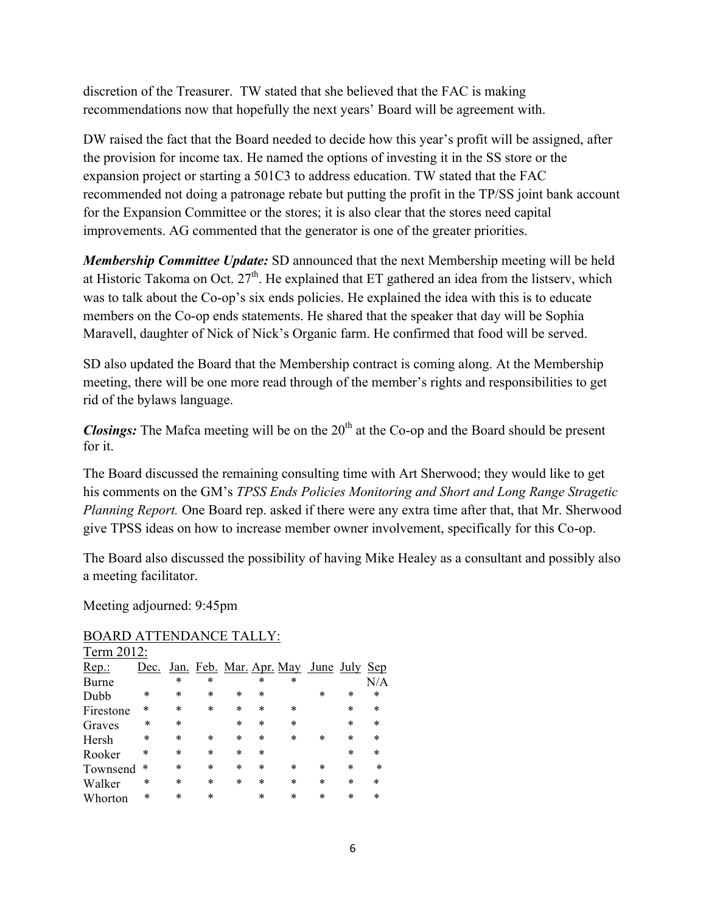discretion of the Treasurer. TW stated that she believed that the FAC is making recommendations now that hopefully the next years' Board will be agreement with.

DW raised the fact that the Board needed to decide how this year's profit will be assigned, after the provision for income tax. He named the options of investing it in the SS store or the expansion project or starting a 501C3 to address education. TW stated that the FAC recommended not doing a patronage rebate but putting the profit in the TP/SS joint bank account for the Expansion Committee or the stores; it is also clear that the stores need capital improvements. AG commented that the generator is one of the greater priorities.

***Membership Committee Update:*** SD announced that the next Membership meeting will be held at Historic Takoma on Oct. 27th. He explained that ET gathered an idea from the listserv, which was to talk about the Co-op's six ends policies. He explained the idea with this is to educate members on the Co-op ends statements. He shared that the speaker that day will be Sophia Maravell, daughter of Nick of Nick's Organic farm. He confirmed that food will be served.

SD also updated the Board that the Membership contract is coming along. At the Membership meeting, there will be one more read through of the member's rights and responsibilities to get rid of the bylaws language.

***Closings:*** The Mafca meeting will be on the 20th at the Co-op and the Board should be present for it.

The Board discussed the remaining consulting time with Art Sherwood; they would like to get his comments on the GM's *TPSS Ends Policies Monitoring and Short and Long Range Stragetic Planning Report.* One Board rep. asked if there were any extra time after that, that Mr. Sherwood give TPSS ideas on how to increase member owner involvement, specifically for this Co-op.

The Board also discussed the possibility of having Mike Healey as a consultant and possibly also a meeting facilitator.

Meeting adjourned: 9:45pm

BOARD ATTENDANCE TALLY:

Term 2012:

| Rep.: | Dec. | Jan. | Feb. | Mar. | Apr. | May | June | July | Sep |
|---|---|---|---|---|---|---|---|---|---|
| Burne | | * | * | | * | * | | | N/A |
| Dubb | * | * | * | * | * | | * | * | * |
| Firestone | * | * | * | * | * | * | | * | * |
| Graves | * | * | | * | * | * | | * | * |
| Hersh | * | * | * | * | * | * | * | * | * |
| Rooker | * | * | * | * | * | | | * | * |
| Townsend | * | * | * | * | * | * | * | * | * |
| Walker | * | * | * | * | * | * | * | * | * |
| Whorton | * | * | * | | * | * | * | * | * |